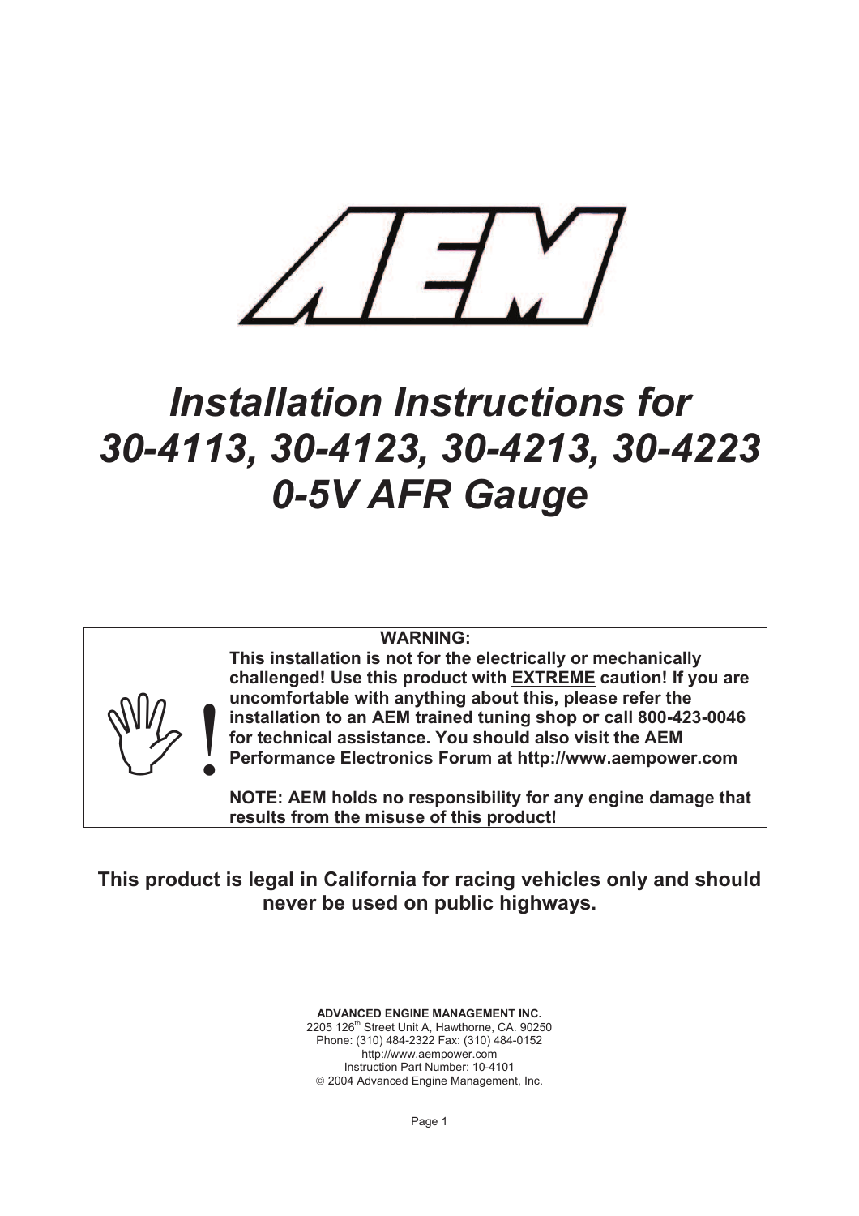# *Installation Instructions for 30-4113, 30-4123, 30-4213, 30-4223 0-5V AFR Gauge*

**WARNING:**

**This installation is not for the electrically or mechanically challenged! Use this product with EXTREME caution! If you are uncomfortable with anything about this, please refer the installation to an AEM trained tuning shop or call 800-423-0046 for technical assistance. You should also visit the AEM Performance Electronics Forum at http://www.aempower.com**

**NOTE: AEM holds no responsibility for any engine damage that results from the misuse of this product!**

**This product is legal in California for racing vehicles only and should never be used on public highways.**

**ADVANCED ENGINE MANAGEMENT INC.**
2205 126th Street Unit A, Hawthorne, CA. 90250
Phone: (310) 484-2322 Fax: (310) 484-0152
http://www.aempower.com
Instruction Part Number: 10-4101
© 2004 Advanced Engine Management, Inc.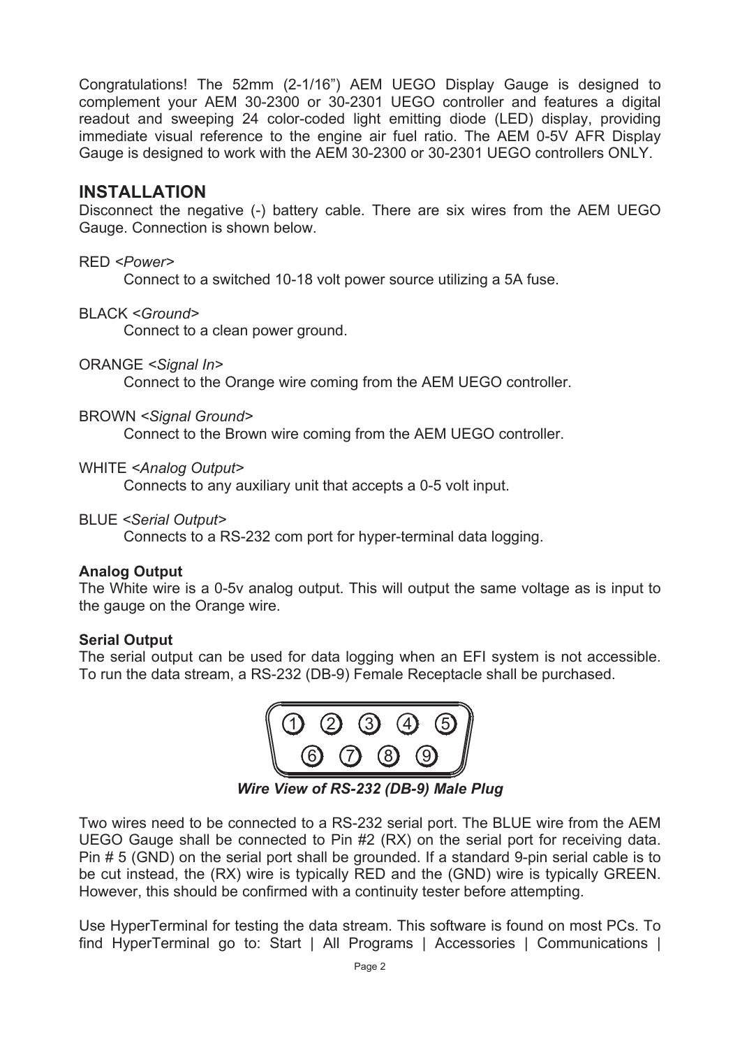Congratulations! The 52mm (2-1/16") AEM UEGO Display Gauge is designed to complement your AEM 30-2300 or 30-2301 UEGO controller and features a digital readout and sweeping 24 color-coded light emitting diode (LED) display, providing immediate visual reference to the engine air fuel ratio. The AEM 0-5V AFR Display Gauge is designed to work with the AEM 30-2300 or 30-2301 UEGO controllers ONLY.

## INSTALLATION

Disconnect the negative (-) battery cable. There are six wires from the AEM UEGO Gauge. Connection is shown below.

RED <*Power*>
Connect to a switched 10-18 volt power source utilizing a 5A fuse.

BLACK <*Ground*>
Connect to a clean power ground.

ORANGE <*Signal In*>
Connect to the Orange wire coming from the AEM UEGO controller.

BROWN <*Signal Ground*>
Connect to the Brown wire coming from the AEM UEGO controller.

WHITE <*Analog Output*>
Connects to any auxiliary unit that accepts a 0-5 volt input.

BLUE <*Serial Output*>
Connects to a RS-232 com port for hyper-terminal data logging.

**Analog Output**

The White wire is a 0-5v analog output. This will output the same voltage as is input to the gauge on the Orange wire.

**Serial Output**

The serial output can be used for data logging when an EFI system is not accessible. To run the data stream, a RS-232 (DB-9) Female Receptacle shall be purchased.

1 2 3 4 5
6 7 8 9

***Wire View of RS-232 (DB-9) Male Plug***

Two wires need to be connected to a RS-232 serial port. The BLUE wire from the AEM UEGO Gauge shall be connected to Pin #2 (RX) on the serial port for receiving data. Pin # 5 (GND) on the serial port shall be grounded. If a standard 9-pin serial cable is to be cut instead, the (RX) wire is typically RED and the (GND) wire is typically GREEN. However, this should be confirmed with a continuity tester before attempting.

Use HyperTerminal for testing the data stream. This software is found on most PCs. To find HyperTerminal go to: Start | All Programs | Accessories | Communications |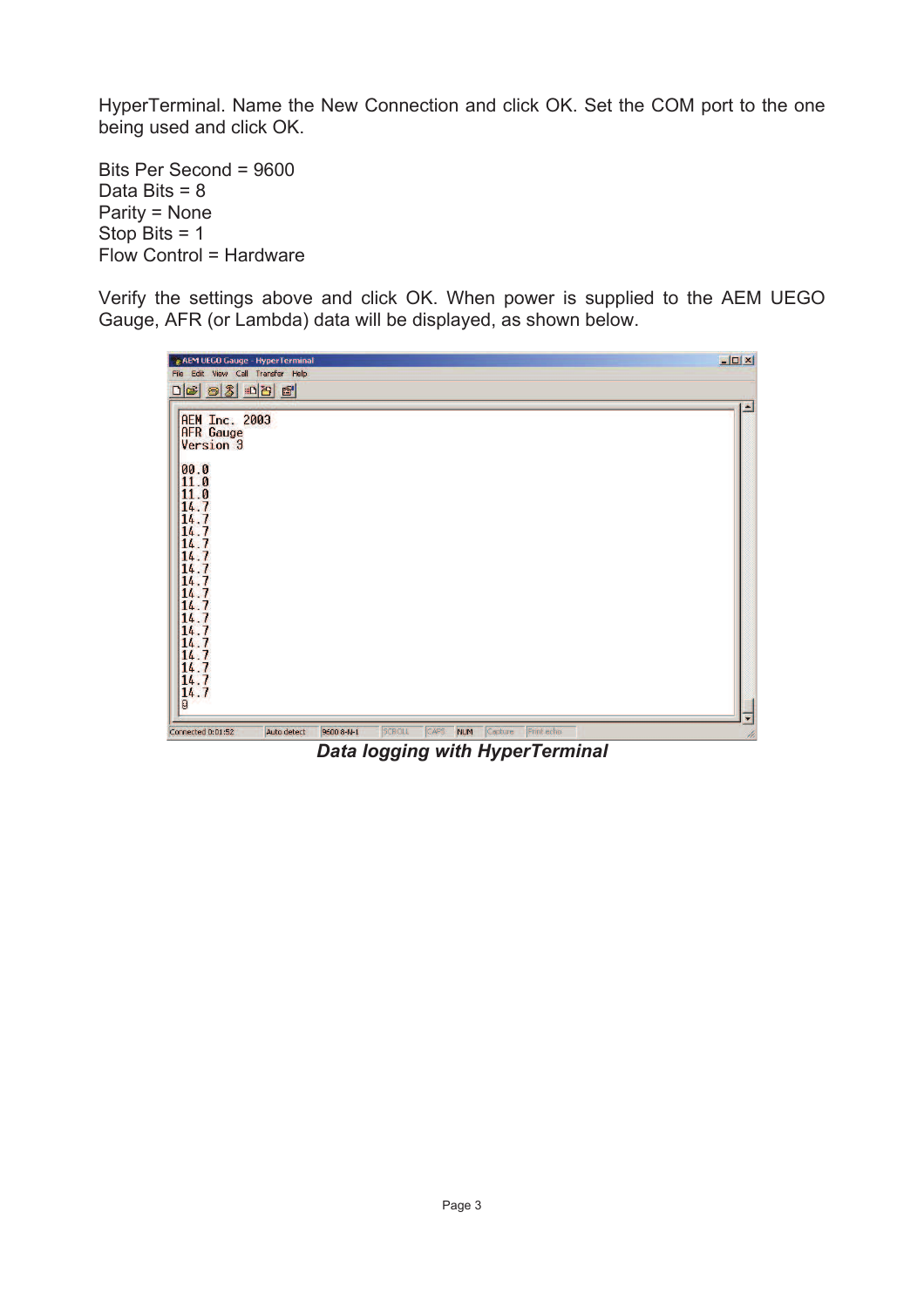HyperTerminal. Name the New Connection and click OK. Set the COM port to the one being used and click OK.

Bits Per Second = 9600
Data Bits = 8
Parity = None
Stop Bits = 1
Flow Control = Hardware

Verify the settings above and click OK. When power is supplied to the AEM UEGO Gauge, AFR (or Lambda) data will be displayed, as shown below.

***Data logging with HyperTerminal***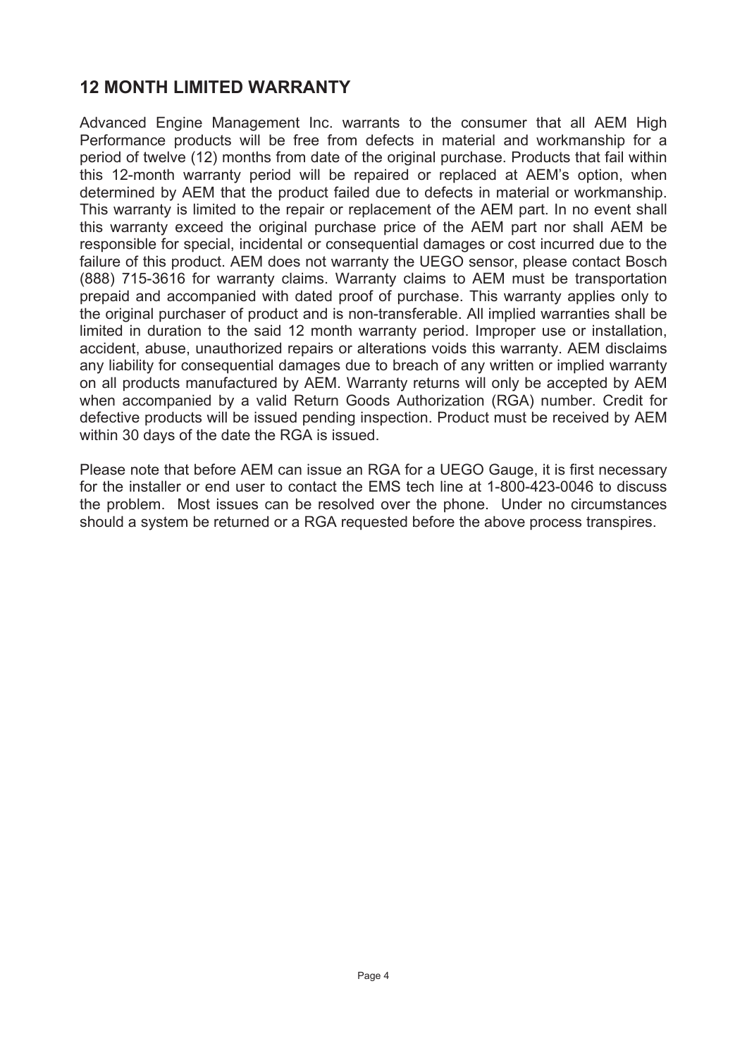## 12 MONTH LIMITED WARRANTY

Advanced Engine Management Inc. warrants to the consumer that all AEM High Performance products will be free from defects in material and workmanship for a period of twelve (12) months from date of the original purchase. Products that fail within this 12-month warranty period will be repaired or replaced at AEM's option, when determined by AEM that the product failed due to defects in material or workmanship. This warranty is limited to the repair or replacement of the AEM part. In no event shall this warranty exceed the original purchase price of the AEM part nor shall AEM be responsible for special, incidental or consequential damages or cost incurred due to the failure of this product. AEM does not warranty the UEGO sensor, please contact Bosch (888) 715-3616 for warranty claims. Warranty claims to AEM must be transportation prepaid and accompanied with dated proof of purchase. This warranty applies only to the original purchaser of product and is non-transferable. All implied warranties shall be limited in duration to the said 12 month warranty period. Improper use or installation, accident, abuse, unauthorized repairs or alterations voids this warranty. AEM disclaims any liability for consequential damages due to breach of any written or implied warranty on all products manufactured by AEM. Warranty returns will only be accepted by AEM when accompanied by a valid Return Goods Authorization (RGA) number. Credit for defective products will be issued pending inspection. Product must be received by AEM within 30 days of the date the RGA is issued.

Please note that before AEM can issue an RGA for a UEGO Gauge, it is first necessary for the installer or end user to contact the EMS tech line at 1-800-423-0046 to discuss the problem. Most issues can be resolved over the phone. Under no circumstances should a system be returned or a RGA requested before the above process transpires.